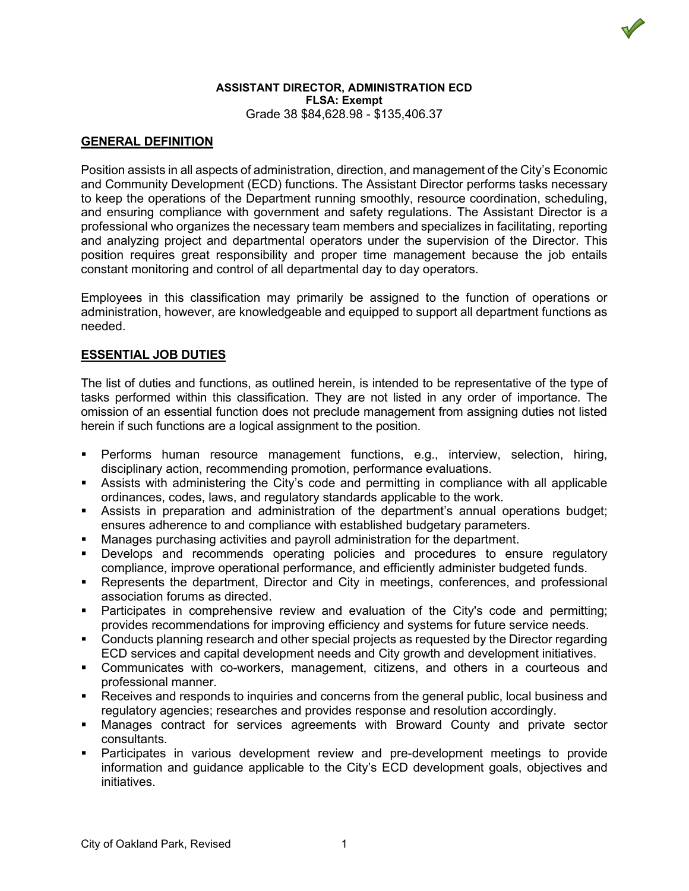**ASSISTANT DIRECTOR, ADMINISTRATION ECD**
**FLSA: Exempt**
Grade 38 $84,628.98 - $135,406.37

## GENERAL DEFINITION

Position assists in all aspects of administration, direction, and management of the City's Economic and Community Development (ECD) functions. The Assistant Director performs tasks necessary to keep the operations of the Department running smoothly, resource coordination, scheduling, and ensuring compliance with government and safety regulations. The Assistant Director is a professional who organizes the necessary team members and specializes in facilitating, reporting and analyzing project and departmental operators under the supervision of the Director. This position requires great responsibility and proper time management because the job entails constant monitoring and control of all departmental day to day operators.

Employees in this classification may primarily be assigned to the function of operations or administration, however, are knowledgeable and equipped to support all department functions as needed.

## ESSENTIAL JOB DUTIES

The list of duties and functions, as outlined herein, is intended to be representative of the type of tasks performed within this classification. They are not listed in any order of importance. The omission of an essential function does not preclude management from assigning duties not listed herein if such functions are a logical assignment to the position.

- Performs human resource management functions, e.g., interview, selection, hiring, disciplinary action, recommending promotion, performance evaluations.
- Assists with administering the City's code and permitting in compliance with all applicable ordinances, codes, laws, and regulatory standards applicable to the work.
- Assists in preparation and administration of the department's annual operations budget; ensures adherence to and compliance with established budgetary parameters.
- Manages purchasing activities and payroll administration for the department.
- Develops and recommends operating policies and procedures to ensure regulatory compliance, improve operational performance, and efficiently administer budgeted funds.
- Represents the department, Director and City in meetings, conferences, and professional association forums as directed.
- Participates in comprehensive review and evaluation of the City's code and permitting; provides recommendations for improving efficiency and systems for future service needs.
- Conducts planning research and other special projects as requested by the Director regarding ECD services and capital development needs and City growth and development initiatives.
- Communicates with co-workers, management, citizens, and others in a courteous and professional manner.
- Receives and responds to inquiries and concerns from the general public, local business and regulatory agencies; researches and provides response and resolution accordingly.
- Manages contract for services agreements with Broward County and private sector consultants.
- Participates in various development review and pre-development meetings to provide information and guidance applicable to the City's ECD development goals, objectives and initiatives.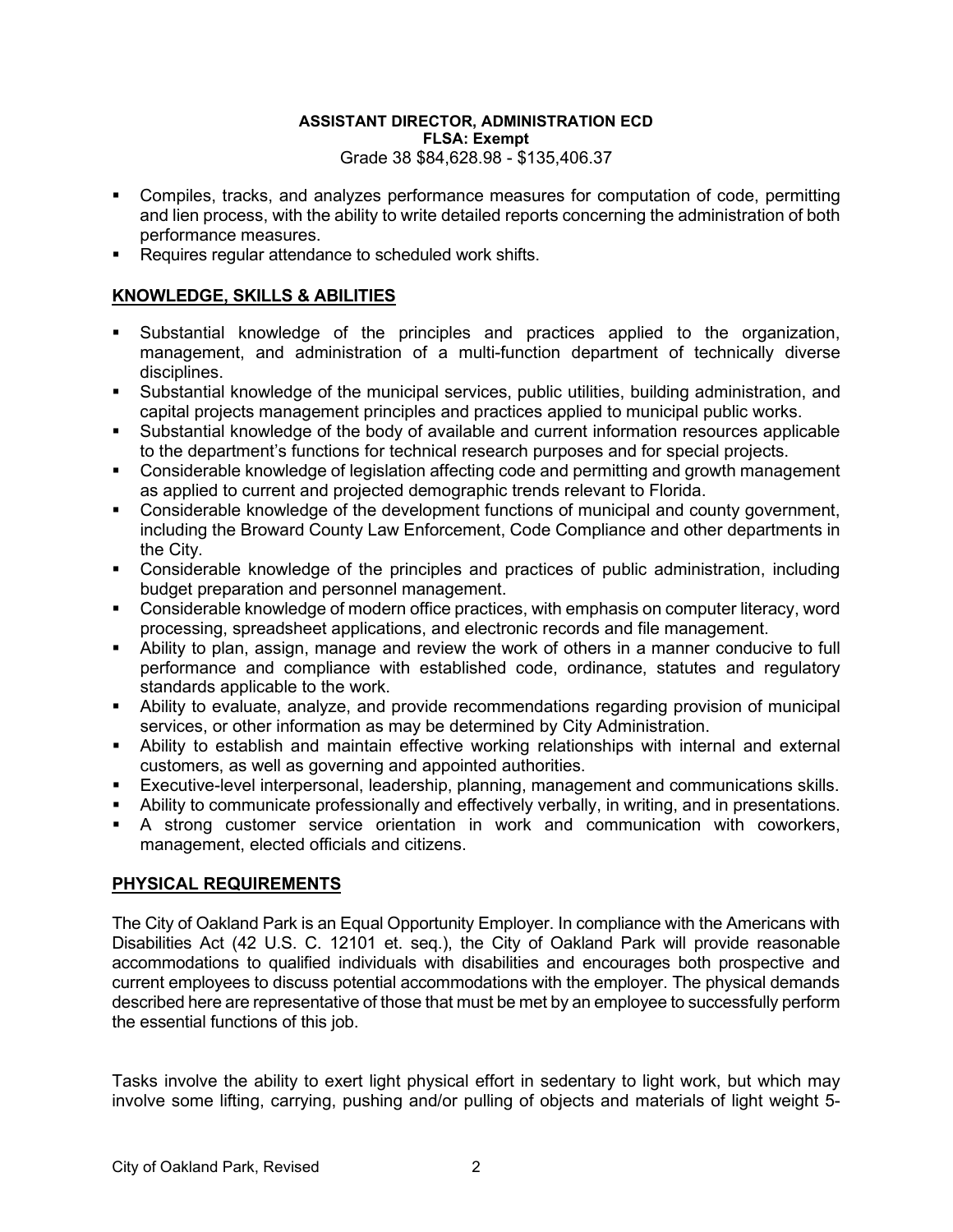**ASSISTANT DIRECTOR, ADMINISTRATION ECD**
**FLSA: Exempt**
Grade 38 $84,628.98 - $135,406.37

- Compiles, tracks, and analyzes performance measures for computation of code, permitting and lien process, with the ability to write detailed reports concerning the administration of both performance measures.
- Requires regular attendance to scheduled work shifts.

## KNOWLEDGE, SKILLS & ABILITIES

- Substantial knowledge of the principles and practices applied to the organization, management, and administration of a multi-function department of technically diverse disciplines.
- Substantial knowledge of the municipal services, public utilities, building administration, and capital projects management principles and practices applied to municipal public works.
- Substantial knowledge of the body of available and current information resources applicable to the department's functions for technical research purposes and for special projects.
- Considerable knowledge of legislation affecting code and permitting and growth management as applied to current and projected demographic trends relevant to Florida.
- Considerable knowledge of the development functions of municipal and county government, including the Broward County Law Enforcement, Code Compliance and other departments in the City.
- Considerable knowledge of the principles and practices of public administration, including budget preparation and personnel management.
- Considerable knowledge of modern office practices, with emphasis on computer literacy, word processing, spreadsheet applications, and electronic records and file management.
- Ability to plan, assign, manage and review the work of others in a manner conducive to full performance and compliance with established code, ordinance, statutes and regulatory standards applicable to the work.
- Ability to evaluate, analyze, and provide recommendations regarding provision of municipal services, or other information as may be determined by City Administration.
- Ability to establish and maintain effective working relationships with internal and external customers, as well as governing and appointed authorities.
- Executive-level interpersonal, leadership, planning, management and communications skills.
- Ability to communicate professionally and effectively verbally, in writing, and in presentations.
- A strong customer service orientation in work and communication with coworkers, management, elected officials and citizens.

## PHYSICAL REQUIREMENTS

The City of Oakland Park is an Equal Opportunity Employer. In compliance with the Americans with Disabilities Act (42 U.S. C. 12101 et. seq.), the City of Oakland Park will provide reasonable accommodations to qualified individuals with disabilities and encourages both prospective and current employees to discuss potential accommodations with the employer. The physical demands described here are representative of those that must be met by an employee to successfully perform the essential functions of this job.

Tasks involve the ability to exert light physical effort in sedentary to light work, but which may involve some lifting, carrying, pushing and/or pulling of objects and materials of light weight 5-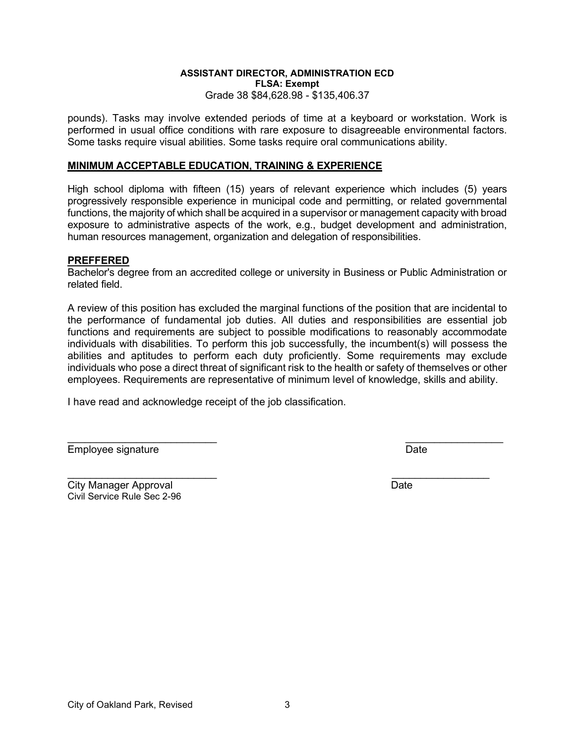**ASSISTANT DIRECTOR, ADMINISTRATION ECD**
**FLSA: Exempt**
Grade 38 $84,628.98 - $135,406.37

pounds). Tasks may involve extended periods of time at a keyboard or workstation. Work is performed in usual office conditions with rare exposure to disagreeable environmental factors. Some tasks require visual abilities. Some tasks require oral communications ability.

## MINIMUM ACCEPTABLE EDUCATION, TRAINING & EXPERIENCE

High school diploma with fifteen (15) years of relevant experience which includes (5) years progressively responsible experience in municipal code and permitting, or related governmental functions, the majority of which shall be acquired in a supervisor or management capacity with broad exposure to administrative aspects of the work, e.g., budget development and administration, human resources management, organization and delegation of responsibilities.

## PREFFERED

Bachelor's degree from an accredited college or university in Business or Public Administration or related field.

A review of this position has excluded the marginal functions of the position that are incidental to the performance of fundamental job duties. All duties and responsibilities are essential job functions and requirements are subject to possible modifications to reasonably accommodate individuals with disabilities. To perform this job successfully, the incumbent(s) will possess the abilities and aptitudes to perform each duty proficiently. Some requirements may exclude individuals who pose a direct threat of significant risk to the health or safety of themselves or other employees. Requirements are representative of minimum level of knowledge, skills and ability.

I have read and acknowledge receipt of the job classification.

___________________________ _________________
Employee signature Date

___________________________ _________________
City Manager Approval Date
Civil Service Rule Sec 2-96